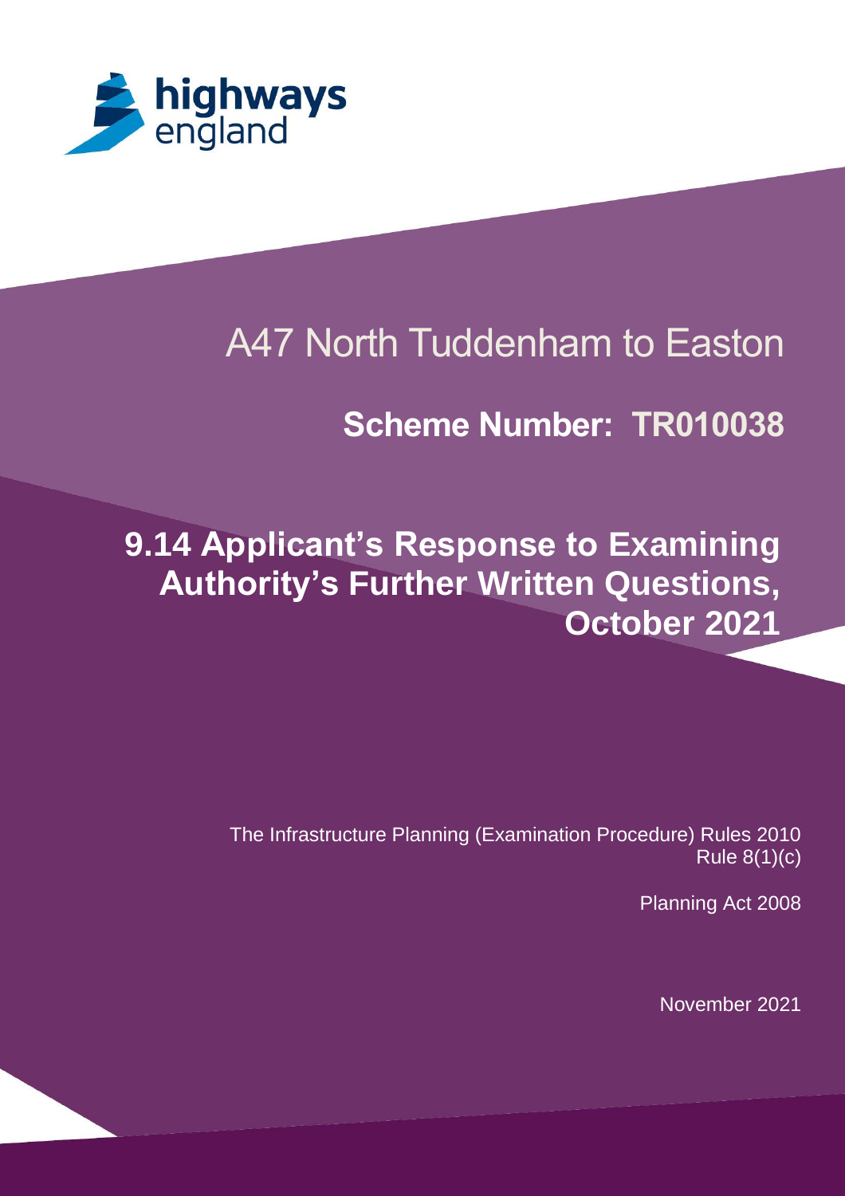highways england

# A47 North Tuddenham to Easton

## Scheme Number: TR010038

# 9.14 Applicant's Response to Examining Authority's Further Written Questions, October 2021

The Infrastructure Planning (Examination Procedure) Rules 2010 Rule 8(1)(c)

Planning Act 2008

November 2021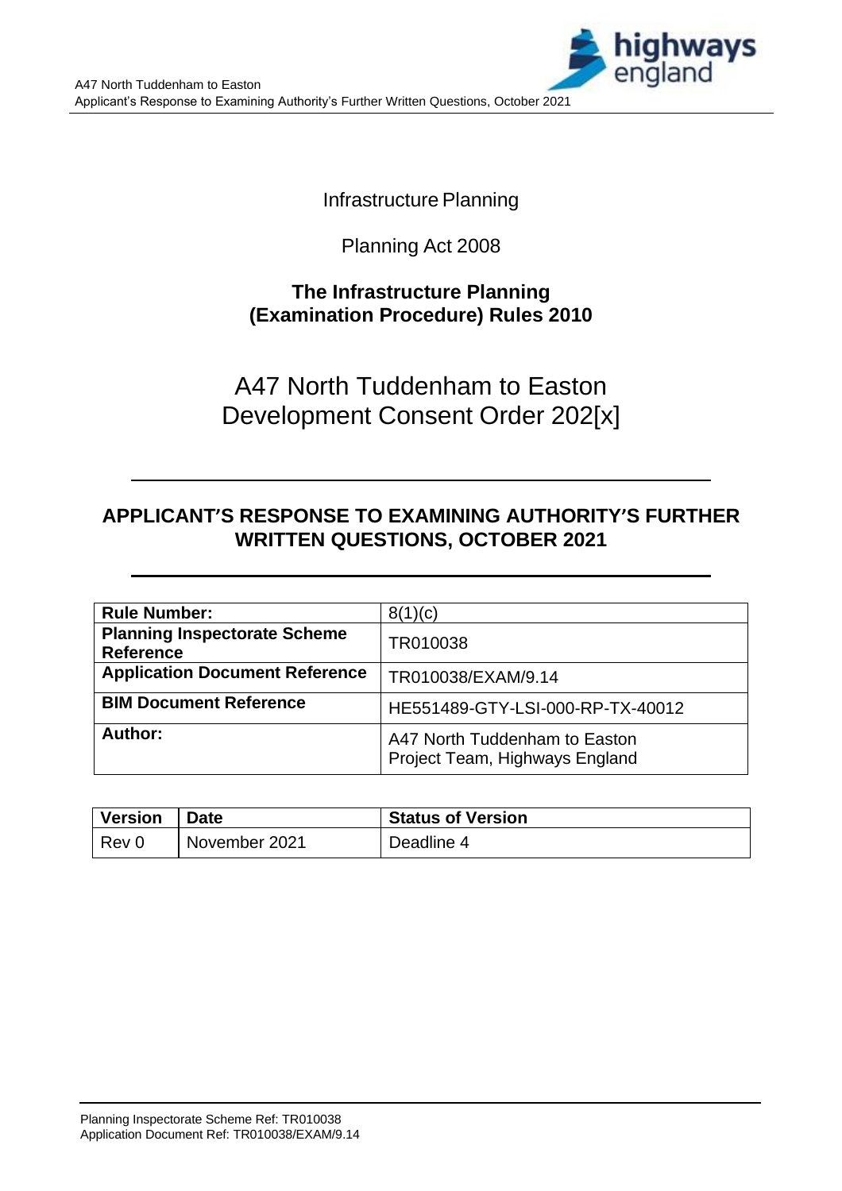Infrastructure Planning

Planning Act 2008

**The Infrastructure Planning (Examination Procedure) Rules 2010**

# A47 North Tuddenham to Easton Development Consent Order 202[x]

## APPLICANT'S RESPONSE TO EXAMINING AUTHORITY'S FURTHER WRITTEN QUESTIONS, OCTOBER 2021

| **Rule Number:** | 8(1)(c) |
|---|---|
| **Planning Inspectorate Scheme Reference** | TR010038 |
| **Application Document Reference** | TR010038/EXAM/9.14 |
| **BIM Document Reference** | HE551489-GTY-LSI-000-RP-TX-40012 |
| **Author:** | A47 North Tuddenham to Easton Project Team, Highways England |

| **Version** | **Date** | **Status of Version** |
|---|---|---|
| Rev 0 | November 2021 | Deadline 4 |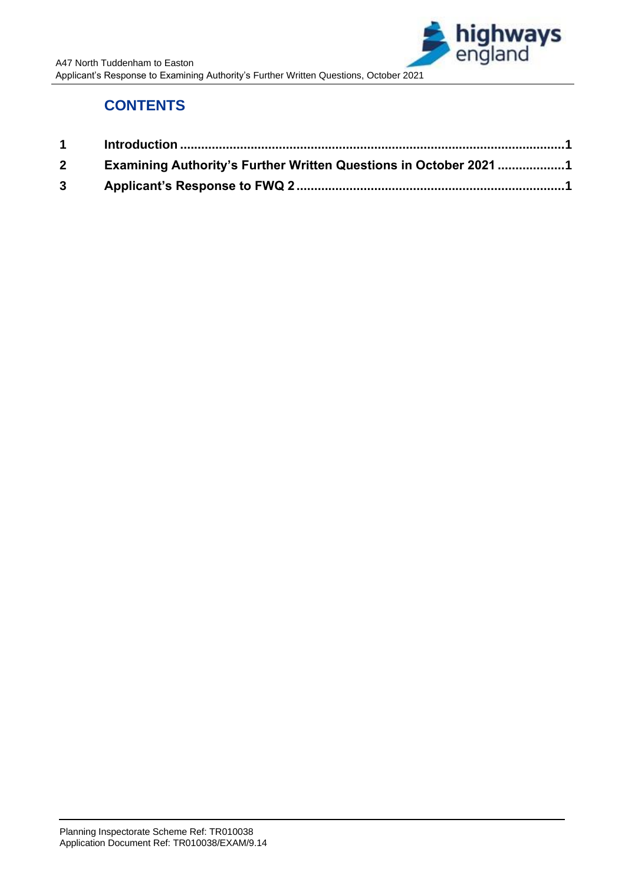# CONTENTS

| | | |
|---|---|---|
| 1 | Introduction | 1 |
| 2 | Examining Authority's Further Written Questions in October 2021 | 1 |
| 3 | Applicant's Response to FWQ 2 | 1 |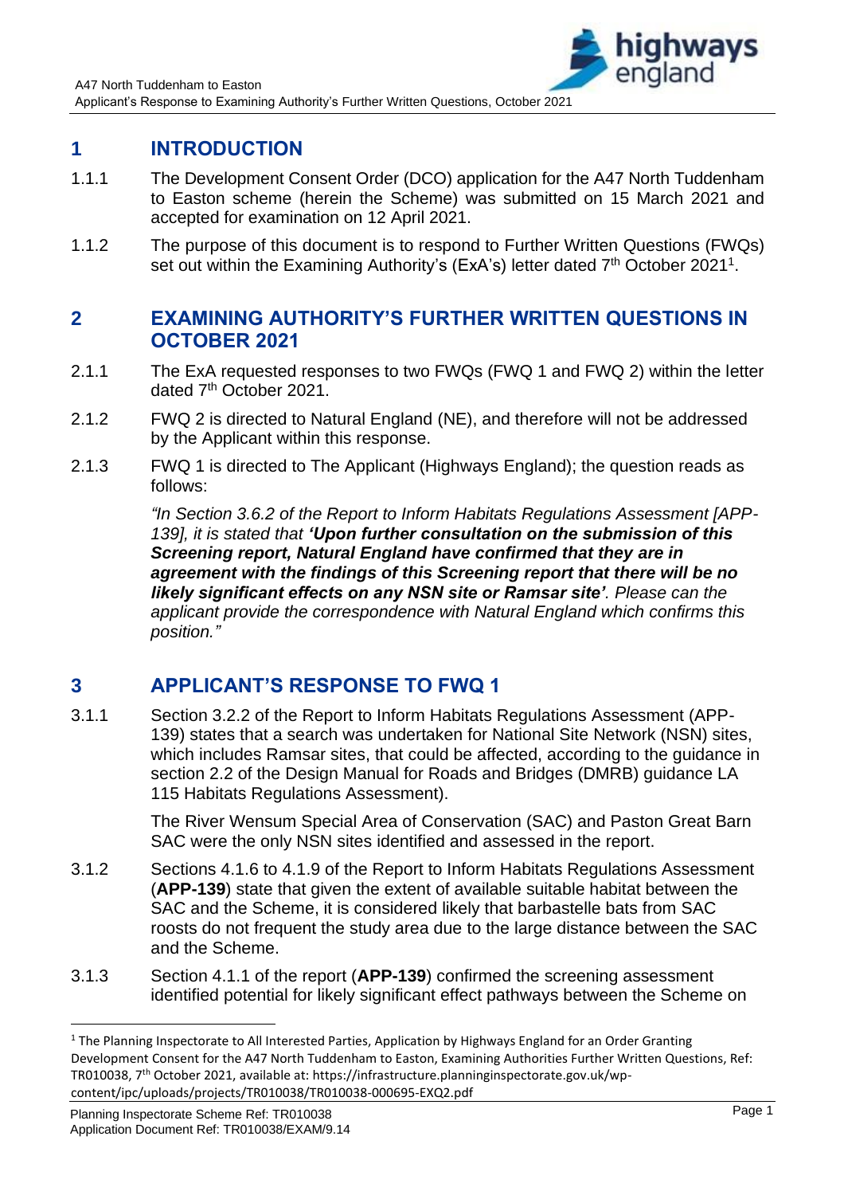# 1 INTRODUCTION

1.1.1 The Development Consent Order (DCO) application for the A47 North Tuddenham to Easton scheme (herein the Scheme) was submitted on 15 March 2021 and accepted for examination on 12 April 2021.

1.1.2 The purpose of this document is to respond to Further Written Questions (FWQs) set out within the Examining Authority's (ExA's) letter dated 7th October 2021[1].

# 2 EXAMINING AUTHORITY'S FURTHER WRITTEN QUESTIONS IN OCTOBER 2021

2.1.1 The ExA requested responses to two FWQs (FWQ 1 and FWQ 2) within the letter dated 7th October 2021.

2.1.2 FWQ 2 is directed to Natural England (NE), and therefore will not be addressed by the Applicant within this response.

2.1.3 FWQ 1 is directed to The Applicant (Highways England); the question reads as follows:

*"In Section 3.6.2 of the Report to Inform Habitats Regulations Assessment [APP-139], it is stated that* ***'Upon further consultation on the submission of this Screening report, Natural England have confirmed that they are in agreement with the findings of this Screening report that there will be no likely significant effects on any NSN site or Ramsar site'****. Please can the applicant provide the correspondence with Natural England which confirms this position."*

# 3 APPLICANT'S RESPONSE TO FWQ 1

3.1.1 Section 3.2.2 of the Report to Inform Habitats Regulations Assessment (APP-139) states that a search was undertaken for National Site Network (NSN) sites, which includes Ramsar sites, that could be affected, according to the guidance in section 2.2 of the Design Manual for Roads and Bridges (DMRB) guidance LA 115 Habitats Regulations Assessment).

The River Wensum Special Area of Conservation (SAC) and Paston Great Barn SAC were the only NSN sites identified and assessed in the report.

3.1.2 Sections 4.1.6 to 4.1.9 of the Report to Inform Habitats Regulations Assessment (**APP-139**) state that given the extent of available suitable habitat between the SAC and the Scheme, it is considered likely that barbastelle bats from SAC roosts do not frequent the study area due to the large distance between the SAC and the Scheme.

3.1.3 Section 4.1.1 of the report (**APP-139**) confirmed the screening assessment identified potential for likely significant effect pathways between the Scheme on

[1] The Planning Inspectorate to All Interested Parties, Application by Highways England for an Order Granting Development Consent for the A47 North Tuddenham to Easton, Examining Authorities Further Written Questions, Ref: TR010038, 7th October 2021, available at: https://infrastructure.planninginspectorate.gov.uk/wp-content/ipc/uploads/projects/TR010038/TR010038-000695-EXQ2.pdf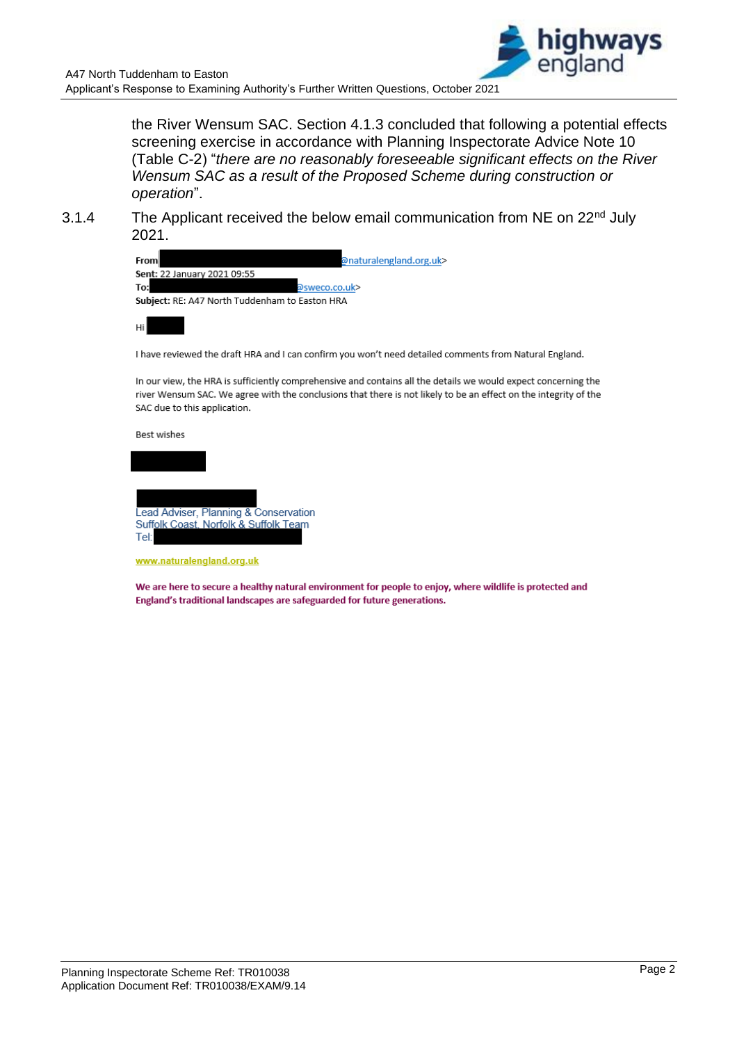the River Wensum SAC. Section 4.1.3 concluded that following a potential effects screening exercise in accordance with Planning Inspectorate Advice Note 10 (Table C-2) "*there are no reasonably foreseeable significant effects on the River Wensum SAC as a result of the Proposed Scheme during construction or operation*".

3.1.4 The Applicant received the below email communication from NE on 22nd July 2021.

> **From** [redacted]@naturalengland.org.uk>
> **Sent:** 22 January 2021 09:55
> **To:** [redacted]@sweco.co.uk>
> **Subject:** RE: A47 North Tuddenham to Easton HRA
>
> Hi [redacted]
>
> I have reviewed the draft HRA and I can confirm you won't need detailed comments from Natural England.
>
> In our view, the HRA is sufficiently comprehensive and contains all the details we would expect concerning the river Wensum SAC. We agree with the conclusions that there is not likely to be an effect on the integrity of the SAC due to this application.
>
> Best wishes
>
> [redacted]
>
> [redacted]
> Lead Adviser, Planning & Conservation
> Suffolk Coast, Norfolk & Suffolk Team
> Tel: [redacted]
>
> www.naturalengland.org.uk
>
> **We are here to secure a healthy natural environment for people to enjoy, where wildlife is protected and England's traditional landscapes are safeguarded for future generations.**